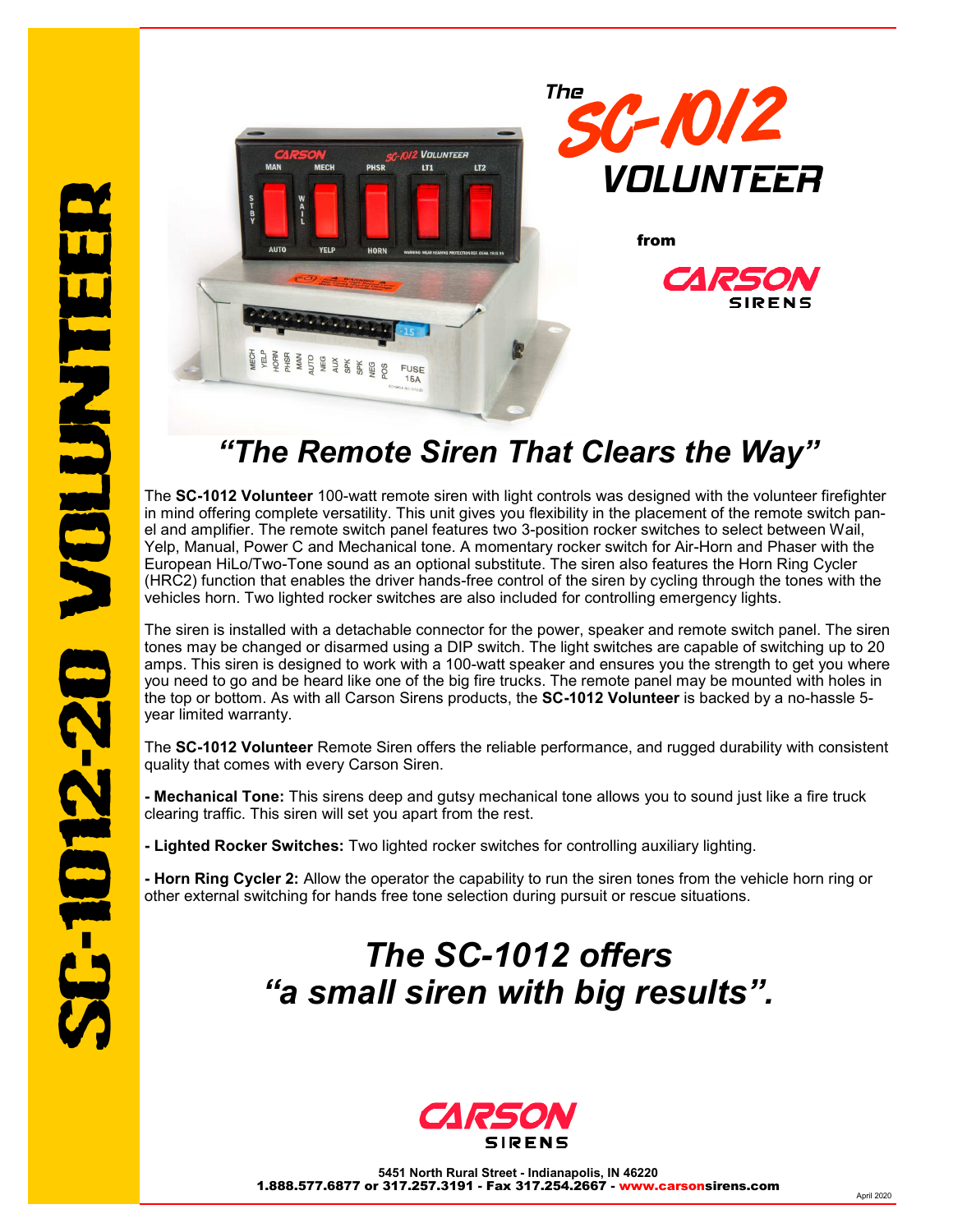# The SC-1012 VOLUNTEER

from

CARSON SIRENS

## "The Remote Siren That Clears the Way"

The **SC-1012 Volunteer** 100-watt remote siren with light controls was designed with the volunteer firefighter in mind offering complete versatility. This unit gives you flexibility in the placement of the remote switch panel and amplifier. The remote switch panel features two 3-position rocker switches to select between Wail, Yelp, Manual, Power C and Mechanical tone. A momentary rocker switch for Air-Horn and Phaser with the European HiLo/Two-Tone sound as an optional substitute. The siren also features the Horn Ring Cycler (HRC2) function that enables the driver hands-free control of the siren by cycling through the tones with the vehicles horn. Two lighted rocker switches are also included for controlling emergency lights.

The siren is installed with a detachable connector for the power, speaker and remote switch panel. The siren tones may be changed or disarmed using a DIP switch. The light switches are capable of switching up to 20 amps. This siren is designed to work with a 100-watt speaker and ensures you the strength to get you where you need to go and be heard like one of the big fire trucks. The remote panel may be mounted with holes in the top or bottom. As with all Carson Sirens products, the **SC-1012 Volunteer** is backed by a no-hassle 5-year limited warranty.

The **SC-1012 Volunteer** Remote Siren offers the reliable performance, and rugged durability with consistent quality that comes with every Carson Siren.

**- Mechanical Tone:** This sirens deep and gutsy mechanical tone allows you to sound just like a fire truck clearing traffic. This siren will set you apart from the rest.

**- Lighted Rocker Switches:** Two lighted rocker switches for controlling auxiliary lighting.

**- Horn Ring Cycler 2:** Allow the operator the capability to run the siren tones from the vehicle horn ring or other external switching for hands free tone selection during pursuit or rescue situations.

## *The SC-1012 offers "a small siren with big results".*

CARSON SIRENS

5451 North Rural Street - Indianapolis, IN 46220
1.888.577.6877 or 317.257.3191 - Fax 317.254.2667 - www.carsonsirens.com

April 2020

SC-1012-20 VOLUNTEER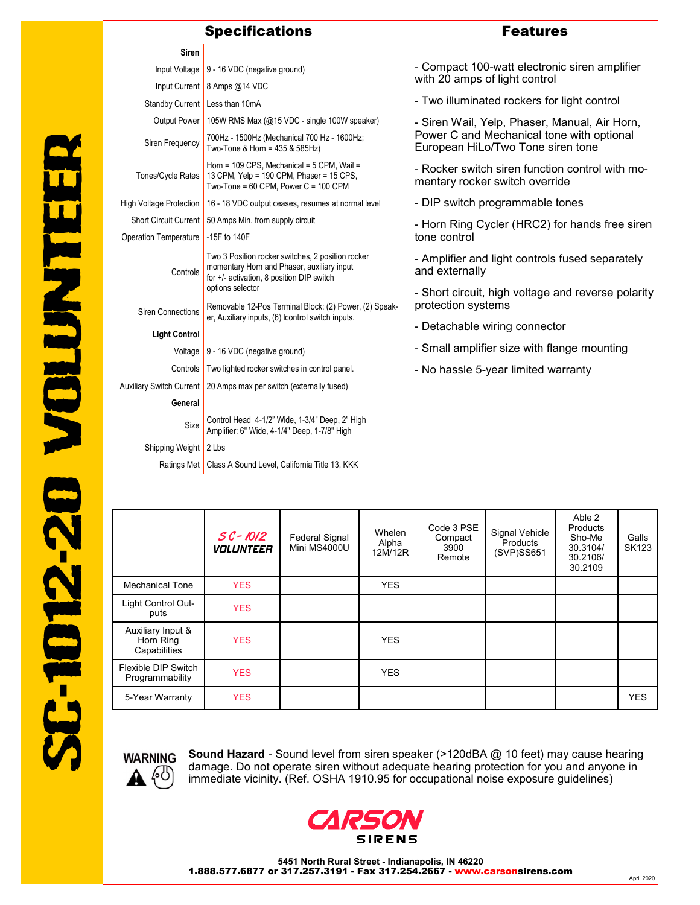# SC-1012-20 VOLUNTEER

## Specifications

| | |
|---|---|
| **Siren** | |
| Input Voltage | 9 - 16 VDC (negative ground) |
| Input Current | 8 Amps @14 VDC |
| Standby Current | Less than 10mA |
| Output Power | 105W RMS Max (@15 VDC - single 100W speaker) |
| Siren Frequency | 700Hz - 1500Hz (Mechanical 700 Hz - 1600Hz; Two-Tone & Horn = 435 & 585Hz) |
| Tones/Cycle Rates | Horn = 109 CPS, Mechanical = 5 CPM, Wail = 13 CPM, Yelp = 190 CPM, Phaser = 15 CPS, Two-Tone = 60 CPM, Power C = 100 CPM |
| High Voltage Protection | 16 - 18 VDC output ceases, resumes at normal level |
| Short Circuit Current | 50 Amps Min. from supply circuit |
| Operation Temperature | -15F to 140F |
| Controls | Two 3 Position rocker switches, 2 position rocker momentary Horn and Phaser, auxiliary input for +/- activation, 8 position DIP switch options selector |
| Siren Connections | Removable 12-Pos Terminal Block: (2) Power, (2) Speaker, Auxiliary inputs, (6) lcontrol switch inputs. |
| **Light Control** | |
| Voltage | 9 - 16 VDC (negative ground) |
| Controls | Two lighted rocker switches in control panel. |
| Auxiliary Switch Current | 20 Amps max per switch (externally fused) |
| **General** | |
| Size | Control Head 4-1/2" Wide, 1-3/4" Deep, 2" High Amplifier: 6" Wide, 4-1/4" Deep, 1-7/8" High |
| Shipping Weight | 2 Lbs |
| Ratings Met | Class A Sound Level, California Title 13, KKK |

## Features

- Compact 100-watt electronic siren amplifier with 20 amps of light control
- Two illuminated rockers for light control
- Siren Wail, Yelp, Phaser, Manual, Air Horn, Power C and Mechanical tone with optional European HiLo/Two Tone siren tone
- Rocker switch siren function control with momentary rocker switch override
- DIP switch programmable tones
- Horn Ring Cycler (HRC2) for hands free siren tone control
- Amplifier and light controls fused separately and externally
- Short circuit, high voltage and reverse polarity protection systems
- Detachable wiring connector
- Small amplifier size with flange mounting
- No hassle 5-year limited warranty

| | SC-1012 VOLUNTEER | Federal Signal Mini MS4000U | Whelen Alpha 12M/12R | Code 3 PSE Compact 3900 Remote | Signal Vehicle Products (SVP)SS651 | Able 2 Products Sho-Me 30.3104/ 30.2106/ 30.2109 | Galls SK123 |
|---|---|---|---|---|---|---|---|
| Mechanical Tone | YES | | YES | | | | |
| Light Control Outputs | YES | | | | | | |
| Auxiliary Input & Horn Ring Capabilities | YES | | YES | | | | |
| Flexible DIP Switch Programmability | YES | | YES | | | | |
| 5-Year Warranty | YES | | | | | | YES |

**WARNING**

**Sound Hazard** - Sound level from siren speaker (>120dBA @ 10 feet) may cause hearing damage. Do not operate siren without adequate hearing protection for you and anyone in immediate vicinity. (Ref. OSHA 1910.95 for occupational noise exposure guidelines)

CARSON SIRENS

**5451 North Rural Street - Indianapolis, IN 46220**
**1.888.577.6877 or 317.257.3191 - Fax 317.254.2667 - www.carsonsirens.com**

April 2020